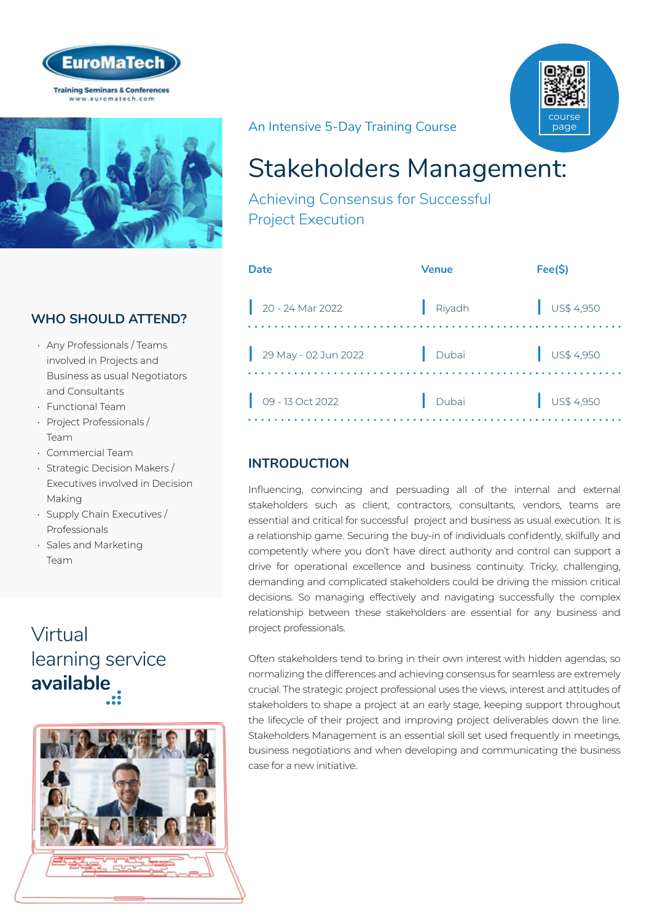EuroMaTech

Training Seminars & Conferences
www.euromatech.com

An Intensive 5-Day Training Course

# Stakeholders Management:

## Achieving Consensus for Successful Project Execution

| Date | Venue | Fee($) |
|---|---|---|
| 20 - 24 Mar 2022 | Riyadh | US$ 4,950 |
| 29 May - 02 Jun 2022 | Dubai | US$ 4,950 |
| 09 - 13 Oct 2022 | Dubai | US$ 4,950 |

## WHO SHOULD ATTEND?

- Any Professionals / Teams involved in Projects and Business as usual Negotiators and Consultants
- Functional Team
- Project Professionals / Team
- Commercial Team
- Strategic Decision Makers / Executives involved in Decision Making
- Supply Chain Executives / Professionals
- Sales and Marketing Team

Virtual learning service **available**

## INTRODUCTION

Influencing, convincing and persuading all of the internal and external stakeholders such as client, contractors, consultants, vendors, teams are essential and critical for successful project and business as usual execution. It is a relationship game. Securing the buy-in of individuals confidently, skilfully and competently where you don't have direct authority and control can support a drive for operational excellence and business continuity. Tricky, challenging, demanding and complicated stakeholders could be driving the mission critical decisions. So managing effectively and navigating successfully the complex relationship between these stakeholders are essential for any business and project professionals.

Often stakeholders tend to bring in their own interest with hidden agendas, so normalizing the differences and achieving consensus for seamless are extremely crucial. The strategic project professional uses the views, interest and attitudes of stakeholders to shape a project at an early stage, keeping support throughout the lifecycle of their project and improving project deliverables down the line. Stakeholders Management is an essential skill set used frequently in meetings, business negotiations and when developing and communicating the business case for a new initiative.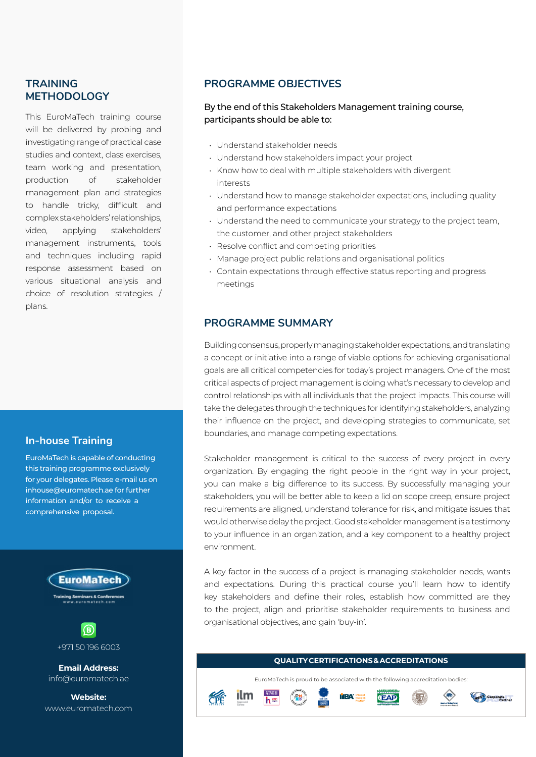## TRAINING METHODOLOGY

This EuroMaTech training course will be delivered by probing and investigating range of practical case studies and context, class exercises, team working and presentation, production of stakeholder management plan and strategies to handle tricky, difficult and complex stakeholders' relationships, video, applying stakeholders' management instruments, tools and techniques including rapid response assessment based on various situational analysis and choice of resolution strategies / plans.

### In-house Training

EuroMaTech is capable of conducting this training programme exclusively for your delegates. Please e-mail us on inhouse@euromatech.ae for further information and/or to receive a comprehensive proposal.

EuroMaTech
Training Seminars & Conferences
www.euromatech.com

+971 50 196 6003

**Email Address:**
info@euromatech.ae

**Website:**
www.euromatech.com

## PROGRAMME OBJECTIVES

By the end of this Stakeholders Management training course, participants should be able to:

- Understand stakeholder needs
- Understand how stakeholders impact your project
- Know how to deal with multiple stakeholders with divergent interests
- Understand how to manage stakeholder expectations, including quality and performance expectations
- Understand the need to communicate your strategy to the project team, the customer, and other project stakeholders
- Resolve conflict and competing priorities
- Manage project public relations and organisational politics
- Contain expectations through effective status reporting and progress meetings

## PROGRAMME SUMMARY

Building consensus, properly managing stakeholder expectations, and translating a concept or initiative into a range of viable options for achieving organisational goals are all critical competencies for today's project managers. One of the most critical aspects of project management is doing what's necessary to develop and control relationships with all individuals that the project impacts. This course will take the delegates through the techniques for identifying stakeholders, analyzing their influence on the project, and developing strategies to communicate, set boundaries, and manage competing expectations.

Stakeholder management is critical to the success of every project in every organization. By engaging the right people in the right way in your project, you can make a big difference to its success. By successfully managing your stakeholders, you will be better able to keep a lid on scope creep, ensure project requirements are aligned, understand tolerance for risk, and mitigate issues that would otherwise delay the project. Good stakeholder management is a testimony to your influence in an organization, and a key component to a healthy project environment.

A key factor in the success of a project is managing stakeholder needs, wants and expectations. During this practical course you'll learn how to identify key stakeholders and define their roles, establish how committed are they to the project, align and prioritise stakeholder requirements to business and organisational objectives, and gain 'buy-in'.

### QUALITY CERTIFICATIONS & ACCREDITATIONS

EuroMaTech is proud to be associated with the following accreditation bodies: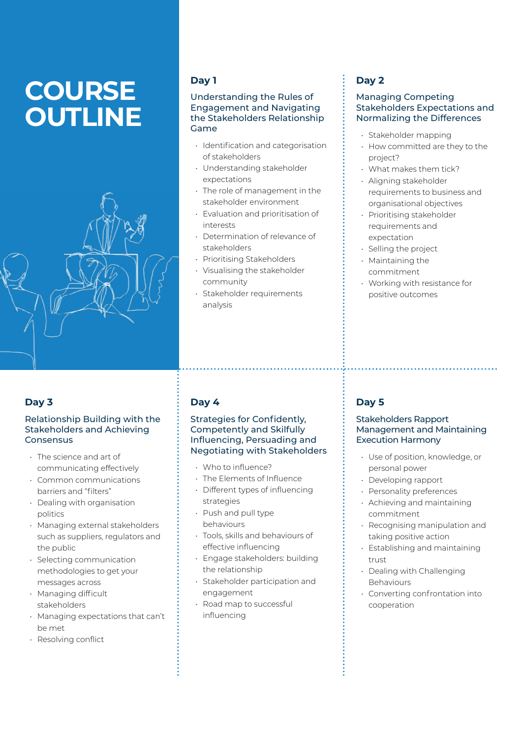# COURSE OUTLINE

## Day 1

### Understanding the Rules of Engagement and Navigating the Stakeholders Relationship Game

- Identification and categorisation of stakeholders
- Understanding stakeholder expectations
- The role of management in the stakeholder environment
- Evaluation and prioritisation of interests
- Determination of relevance of stakeholders
- Prioritising Stakeholders
- Visualising the stakeholder community
- Stakeholder requirements analysis

## Day 2

### Managing Competing Stakeholders Expectations and Normalizing the Differences

- Stakeholder mapping
- How committed are they to the project?
- What makes them tick?
- Aligning stakeholder requirements to business and organisational objectives
- Prioritising stakeholder requirements and expectation
- Selling the project
- Maintaining the commitment
- Working with resistance for positive outcomes

## Day 3

### Relationship Building with the Stakeholders and Achieving Consensus

- The science and art of communicating effectively
- Common communications barriers and "filters"
- Dealing with organisation politics
- Managing external stakeholders such as suppliers, regulators and the public
- Selecting communication methodologies to get your messages across
- Managing difficult stakeholders
- Managing expectations that can't be met
- Resolving conflict

## Day 4

### Strategies for Confidently, Competently and Skilfully Influencing, Persuading and Negotiating with Stakeholders

- Who to influence?
- The Elements of Influence
- Different types of influencing strategies
- Push and pull type behaviours
- Tools, skills and behaviours of effective influencing
- Engage stakeholders: building the relationship
- Stakeholder participation and engagement
- Road map to successful influencing

## Day 5

### Stakeholders Rapport Management and Maintaining Execution Harmony

- Use of position, knowledge, or personal power
- Developing rapport
- Personality preferences
- Achieving and maintaining commitment
- Recognising manipulation and taking positive action
- Establishing and maintaining trust
- Dealing with Challenging Behaviours
- Converting confrontation into cooperation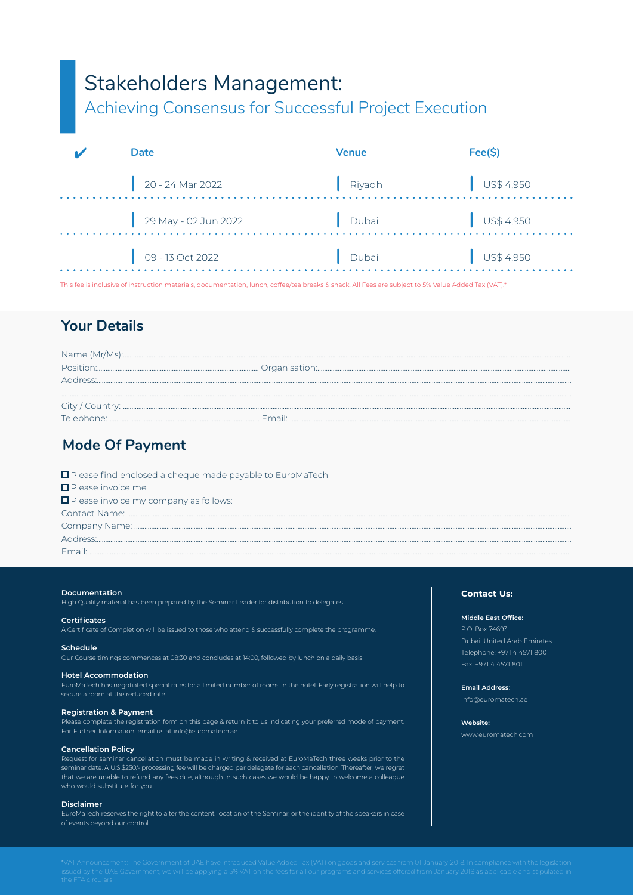# Stakeholders Management:

## Achieving Consensus for Successful Project Execution

| ✔ | Date | Venue | Fee($) |
|---|---|---|---|
| | 20 - 24 Mar 2022 | Riyadh | US$ 4,950 |
| | 29 May - 02 Jun 2022 | Dubai | US$ 4,950 |
| | 09 - 13 Oct 2022 | Dubai | US$ 4,950 |

This fee is inclusive of instruction materials, documentation, lunch, coffee/tea breaks & snack. All Fees are subject to 5% Value Added Tax (VAT).*

## Your Details

Name (Mr/Ms):.................................................................................................

Position:......................................................... Organisation:.........................................................

Address:.................................................................................................

.................................................................................................

City / Country: .................................................................................................

Telephone: ......................................................... Email: .........................................................

## Mode Of Payment

☐ Please find enclosed a cheque made payable to EuroMaTech

☐ Please invoice me

☐ Please invoice my company as follows:

Contact Name: .................................................................................................

Company Name: .................................................................................................

Address:.................................................................................................

Email: .................................................................................................

**Documentation**
High Quality material has been prepared by the Seminar Leader for distribution to delegates.

**Certificates**
A Certificate of Completion will be issued to those who attend & successfully complete the programme.

**Schedule**
Our Course timings commences at 08:30 and concludes at 14:00, followed by lunch on a daily basis.

**Hotel Accommodation**
EuroMaTech has negotiated special rates for a limited number of rooms in the hotel. Early registration will help to secure a room at the reduced rate.

**Registration & Payment**
Please complete the registration form on this page & return it to us indicating your preferred mode of payment. For Further Information, email us at info@euromatech.ae.

**Cancellation Policy**
Request for seminar cancellation must be made in writing & received at EuroMaTech three weeks prior to the seminar date. A U.S.$250/- processing fee will be charged per delegate for each cancellation. Thereafter, we regret that we are unable to refund any fees due, although in such cases we would be happy to welcome a colleague who would substitute for you.

**Disclaimer**
EuroMaTech reserves the right to alter the content, location of the Seminar, or the identity of the speakers in case of events beyond our control.

### Contact Us:

**Middle East Office:**
P.O. Box 74693
Dubai, United Arab Emirates
Telephone: +971 4 4571 800
Fax: +971 4 4571 801

**Email Address**:
info@euromatech.ae

**Website:**
www.euromatech.com

*VAT Announcement: The Government of UAE have introduced Value Added Tax (VAT) on goods and services from 01-January-2018. In compliance with the legislation issued by the UAE Government, we will be applying a 5% VAT on the fees for all our programs and services offered from January 2018 as applicable and stipulated in the FTA circulars.